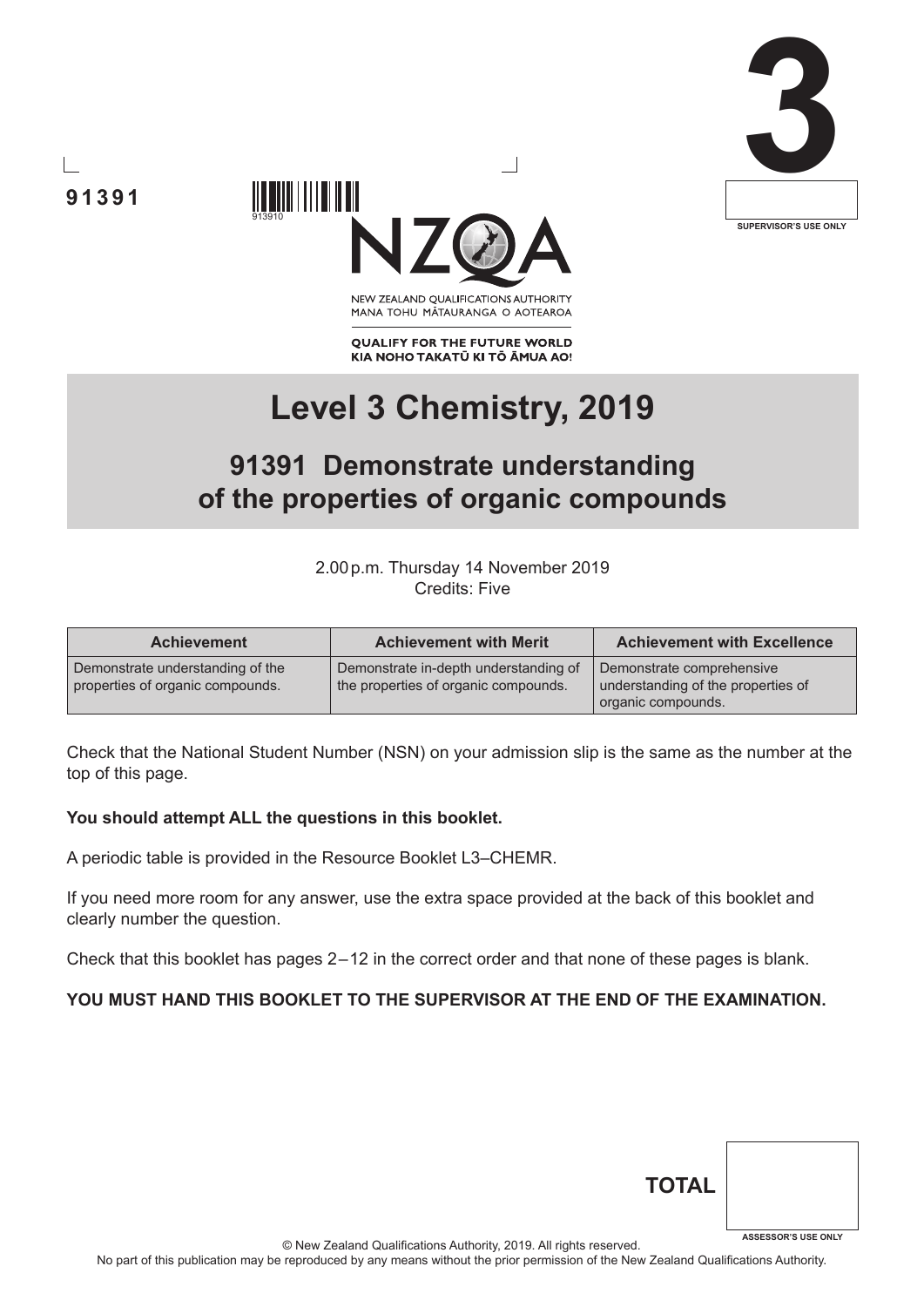91391

913910

**3**

SUPERVISOR'S USE ONLY

NZQA

NEW ZEALAND QUALIFICATIONS AUTHORITY
MANA TOHU MĀTAURANGA O AOTEAROA

**QUALIFY FOR THE FUTURE WORLD**
**KIA NOHO TAKATŪ KI TŌ ĀMUA AO!**

# Level 3 Chemistry, 2019

## 91391 Demonstrate understanding of the properties of organic compounds

2.00 p.m. Thursday 14 November 2019
Credits: Five

| Achievement | Achievement with Merit | Achievement with Excellence |
| --- | --- | --- |
| Demonstrate understanding of the properties of organic compounds. | Demonstrate in-depth understanding of the properties of organic compounds. | Demonstrate comprehensive understanding of the properties of organic compounds. |

Check that the National Student Number (NSN) on your admission slip is the same as the number at the top of this page.

**You should attempt ALL the questions in this booklet.**

A periodic table is provided in the Resource Booklet L3–CHEMR.

If you need more room for any answer, use the extra space provided at the back of this booklet and clearly number the question.

Check that this booklet has pages 2–12 in the correct order and that none of these pages is blank.

**YOU MUST HAND THIS BOOKLET TO THE SUPERVISOR AT THE END OF THE EXAMINATION.**

**TOTAL**

ASSESSOR'S USE ONLY

© New Zealand Qualifications Authority, 2019. All rights reserved.
No part of this publication may be reproduced by any means without the prior permission of the New Zealand Qualifications Authority.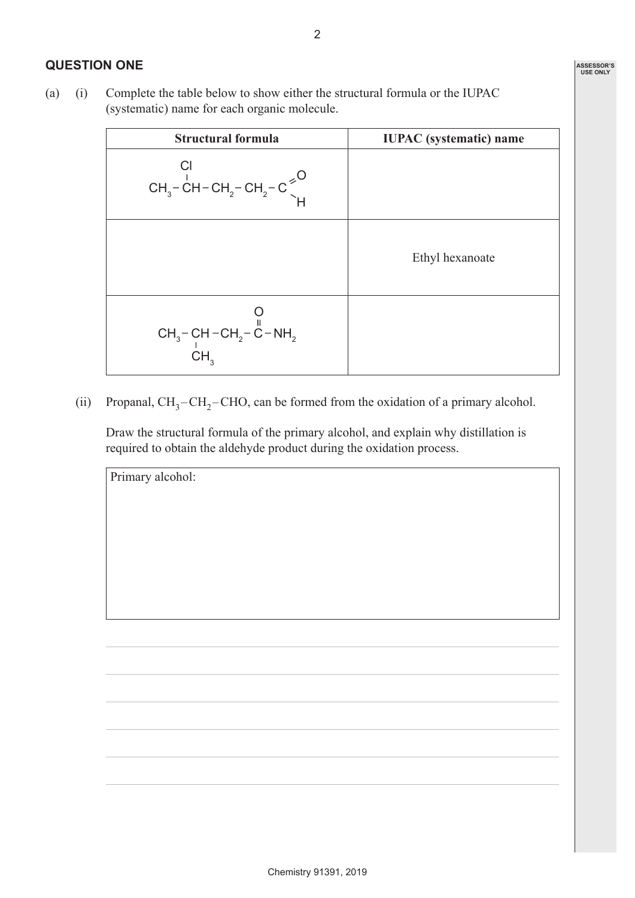## QUESTION ONE

(a) (i) Complete the table below to show either the structural formula or the IUPAC (systematic) name for each organic molecule.

| Structural formula | IUPAC (systematic) name |
|---|---|
| $CH_3-CH(Cl)-CH_2-CH_2-CHO$ | |
| | Ethyl hexanoate |
| $CH_3-CH(CH_3)-CH_2-C(=O)-NH_2$ | |

(ii) Propanal, $CH_3-CH_2-CHO$, can be formed from the oxidation of a primary alcohol.

Draw the structural formula of the primary alcohol, and explain why distillation is required to obtain the aldehyde product during the oxidation process.

Primary alcohol: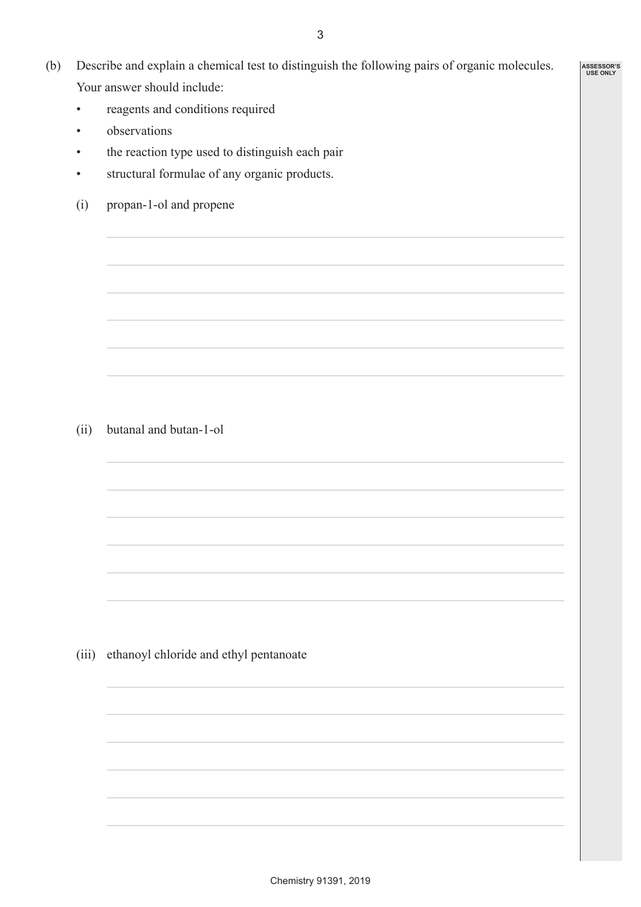(b) Describe and explain a chemical test to distinguish the following pairs of organic molecules.

Your answer should include:

- reagents and conditions required
- observations
- the reaction type used to distinguish each pair
- structural formulae of any organic products.

(i) propan-1-ol and propene

(ii) butanal and butan-1-ol

(iii) ethanoyl chloride and ethyl pentanoate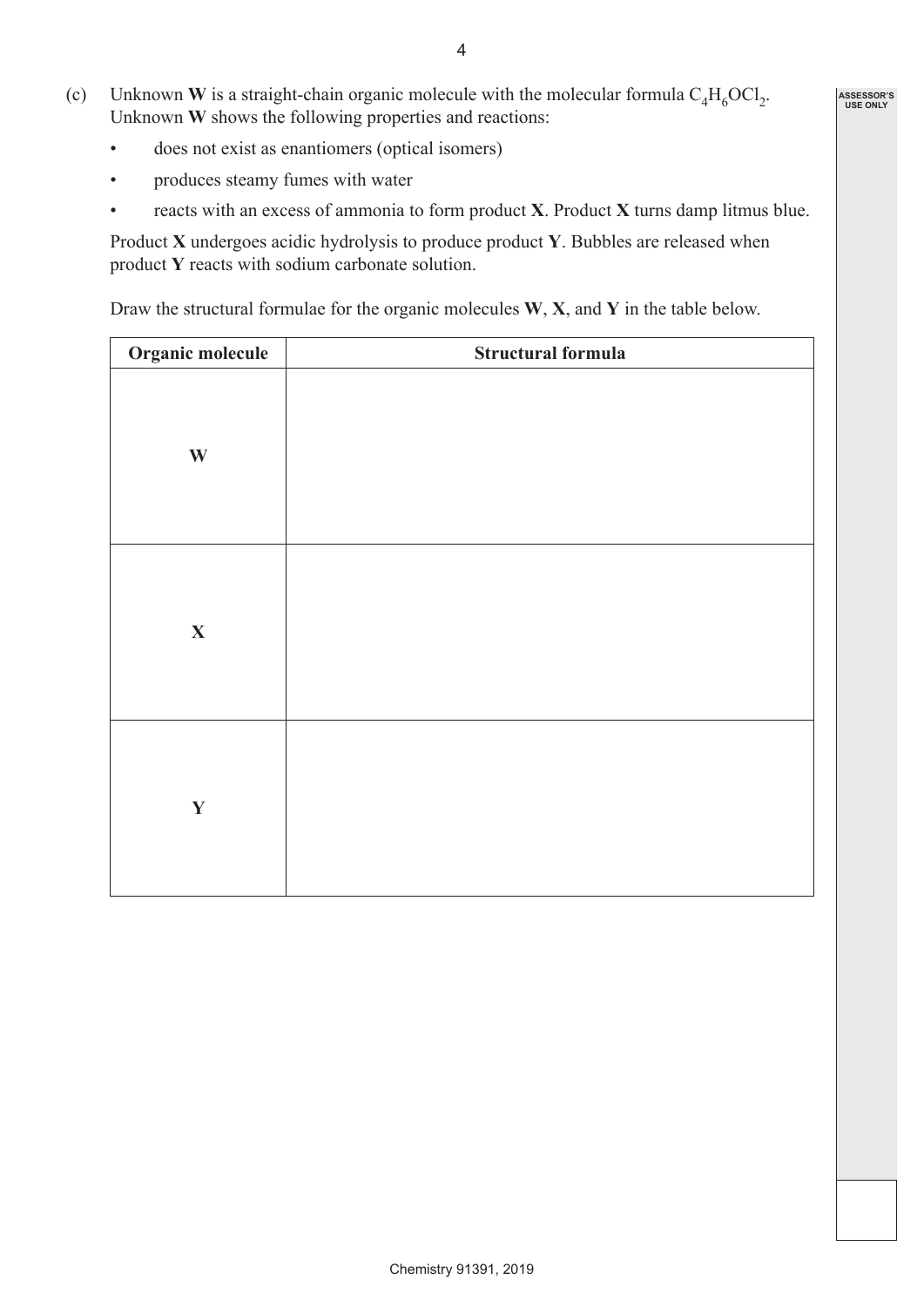(c) Unknown **W** is a straight-chain organic molecule with the molecular formula $C_4H_6OCl_2$. Unknown **W** shows the following properties and reactions:

- does not exist as enantiomers (optical isomers)
- produces steamy fumes with water
- reacts with an excess of ammonia to form product **X**. Product **X** turns damp litmus blue.

Product **X** undergoes acidic hydrolysis to produce product **Y**. Bubbles are released when product **Y** reacts with sodium carbonate solution.

Draw the structural formulae for the organic molecules **W**, **X**, and **Y** in the table below.

| Organic molecule | Structural formula |
|---|---|
| **W** | |
| **X** | |
| **Y** | |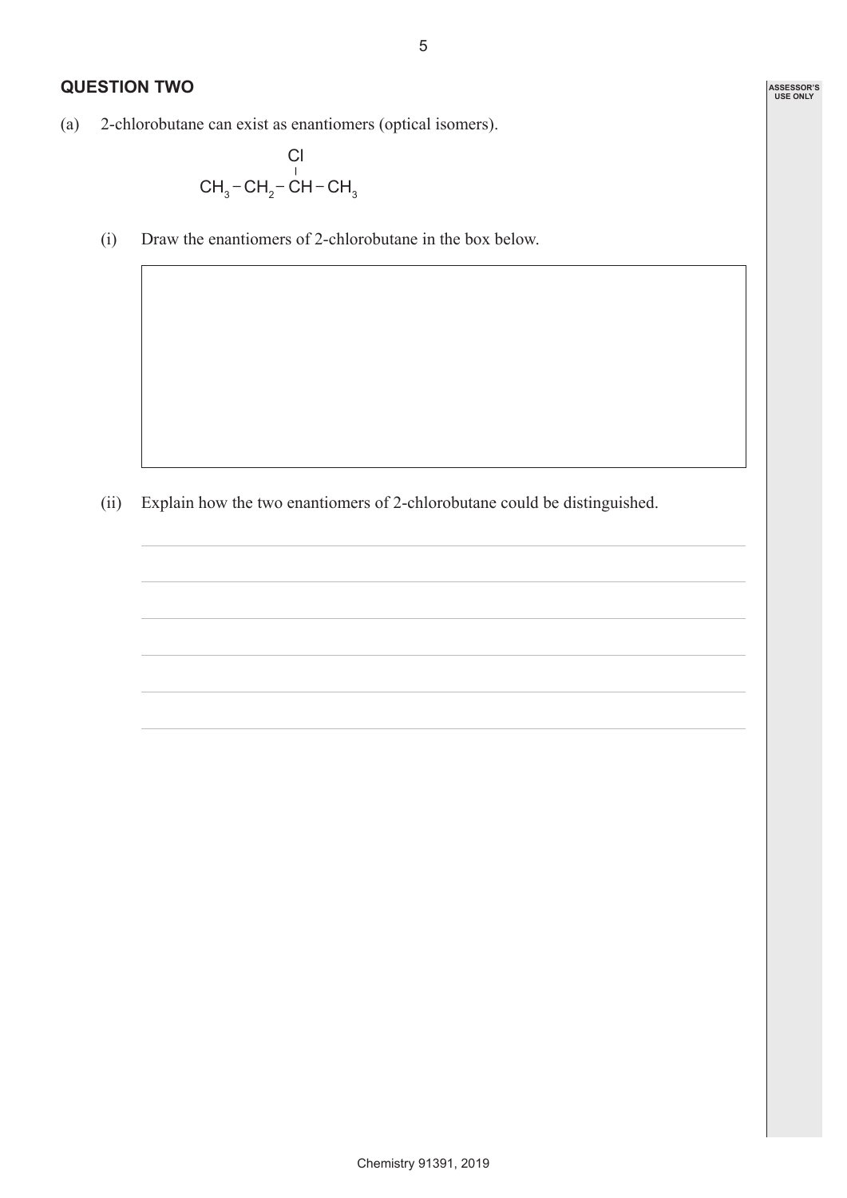## QUESTION TWO

(a) 2-chlorobutane can exist as enantiomers (optical isomers).

$$CH_3-CH_2-\overset{\displaystyle Cl}{\overset{|}{C}}H-CH_3$$

(i) Draw the enantiomers of 2-chlorobutane in the box below.

(ii) Explain how the two enantiomers of 2-chlorobutane could be distinguished.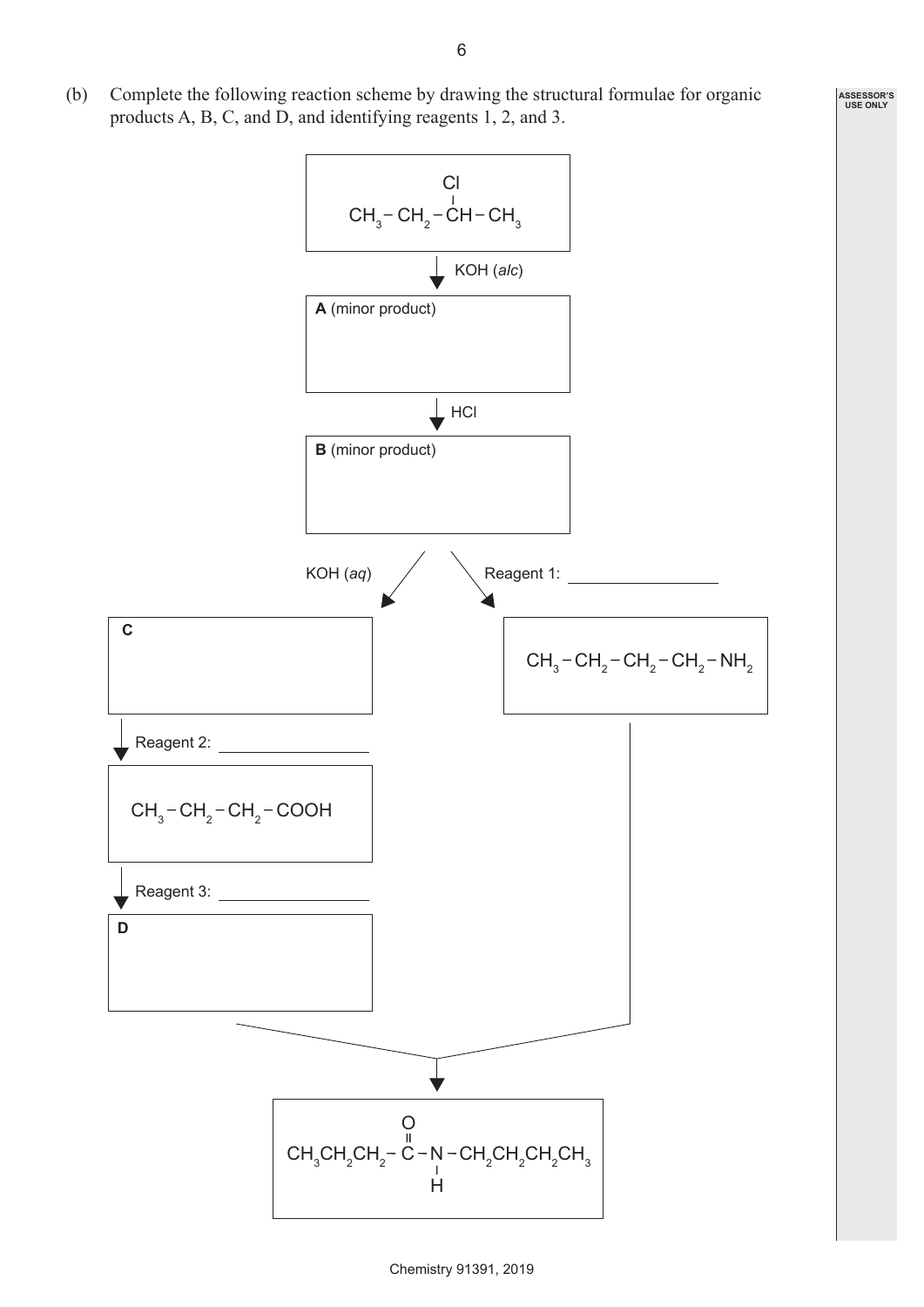(b) Complete the following reaction scheme by drawing the structural formulae for organic products A, B, C, and D, and identifying reagents 1, 2, and 3.

$CH_3-CH_2-CH(Cl)-CH_3$

↓ KOH (*alc*)

**A** (minor product)

↓ HCl

**B** (minor product)

KOH (*aq*) ↙ ↘ Reagent 1: ______________

**C**

↓ Reagent 2: ______________

$CH_3-CH_2-CH_2-COOH$

↓ Reagent 3: ______________

**D**

$CH_3-CH_2-CH_2-CH_2-NH_2$

↓

$CH_3CH_2CH_2-C(=O)-N(H)-CH_2CH_2CH_2CH_3$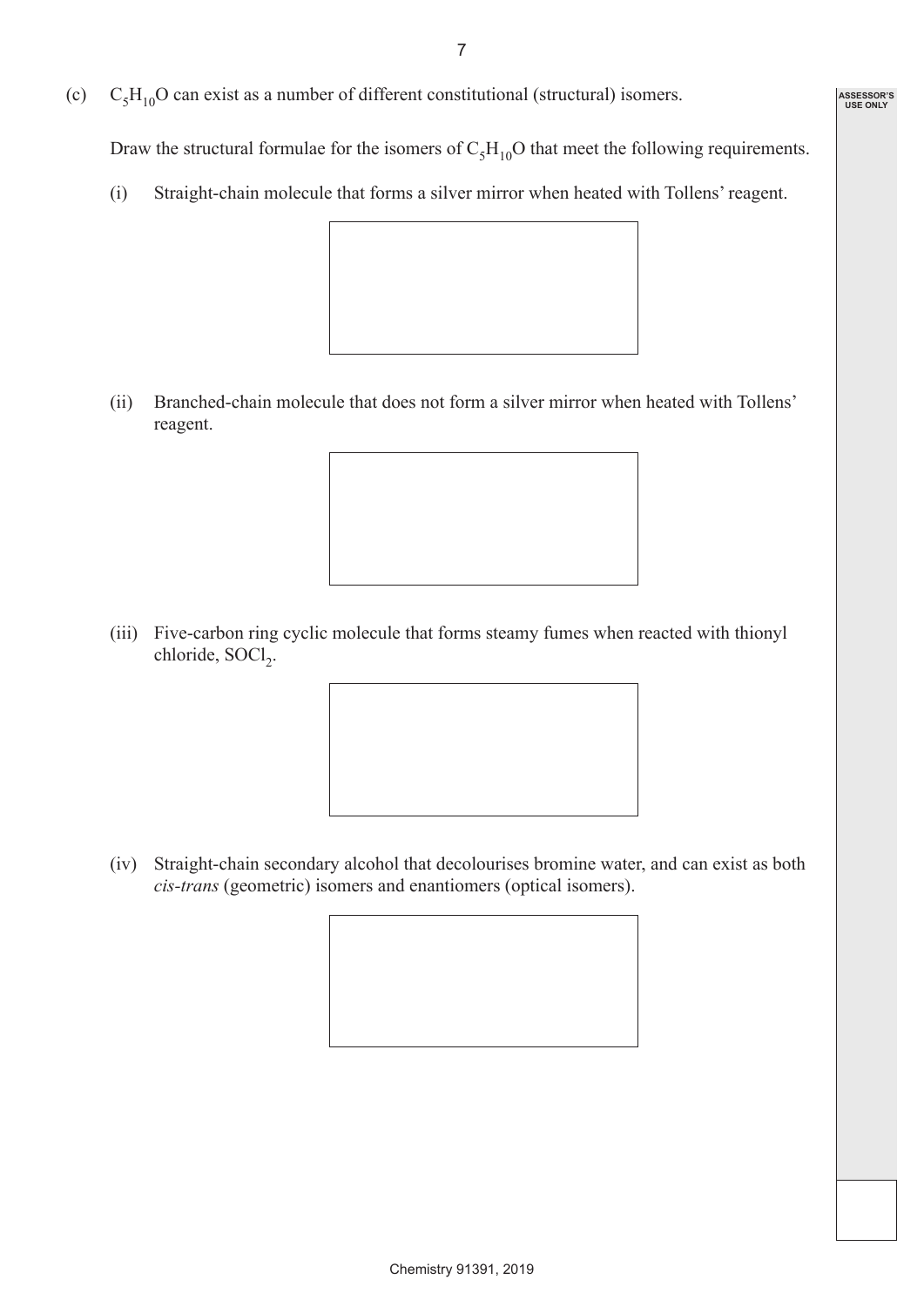(c) $C_5H_{10}O$ can exist as a number of different constitutional (structural) isomers.

Draw the structural formulae for the isomers of $C_5H_{10}O$ that meet the following requirements.

(i) Straight-chain molecule that forms a silver mirror when heated with Tollens' reagent.

(ii) Branched-chain molecule that does not form a silver mirror when heated with Tollens' reagent.

(iii) Five-carbon ring cyclic molecule that forms steamy fumes when reacted with thionyl chloride, $SOCl_2$.

(iv) Straight-chain secondary alcohol that decolourises bromine water, and can exist as both *cis-trans* (geometric) isomers and enantiomers (optical isomers).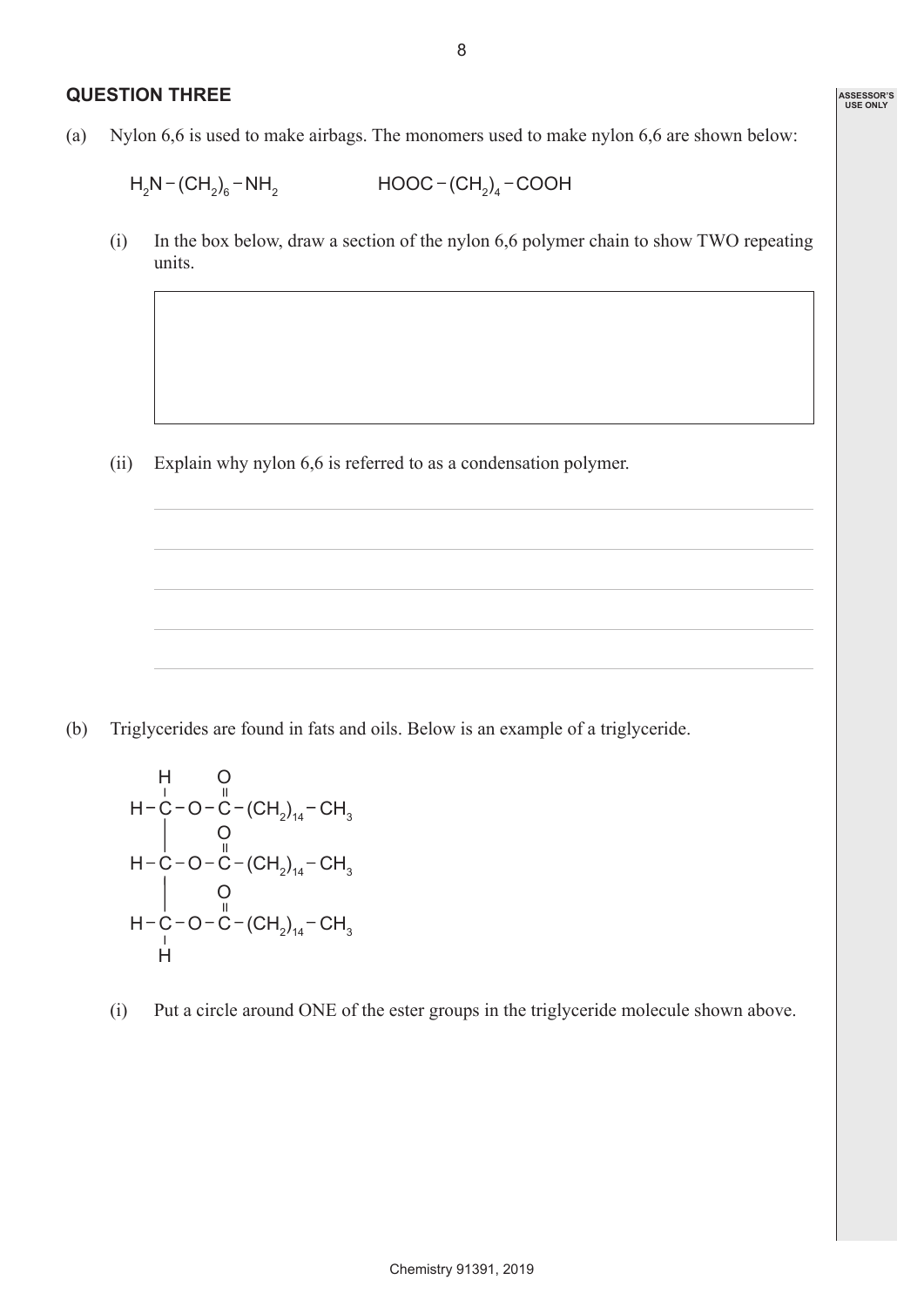## QUESTION THREE

(a) Nylon 6,6 is used to make airbags. The monomers used to make nylon 6,6 are shown below:

$$H_2N-(CH_2)_6-NH_2 \qquad\qquad HOOC-(CH_2)_4-COOH$$

(i) In the box below, draw a section of the nylon 6,6 polymer chain to show TWO repeating units.

(ii) Explain why nylon 6,6 is referred to as a condensation polymer.

(b) Triglycerides are found in fats and oils. Below is an example of a triglyceride.

```
    H     O
    |     ||
H - C - O - C - (CH2)14 - CH3
    |     O
    |     ||
H - C - O - C - (CH2)14 - CH3
    |     O
    |     ||
H - C - O - C - (CH2)14 - CH3
    |
    H
```

(i) Put a circle around ONE of the ester groups in the triglyceride molecule shown above.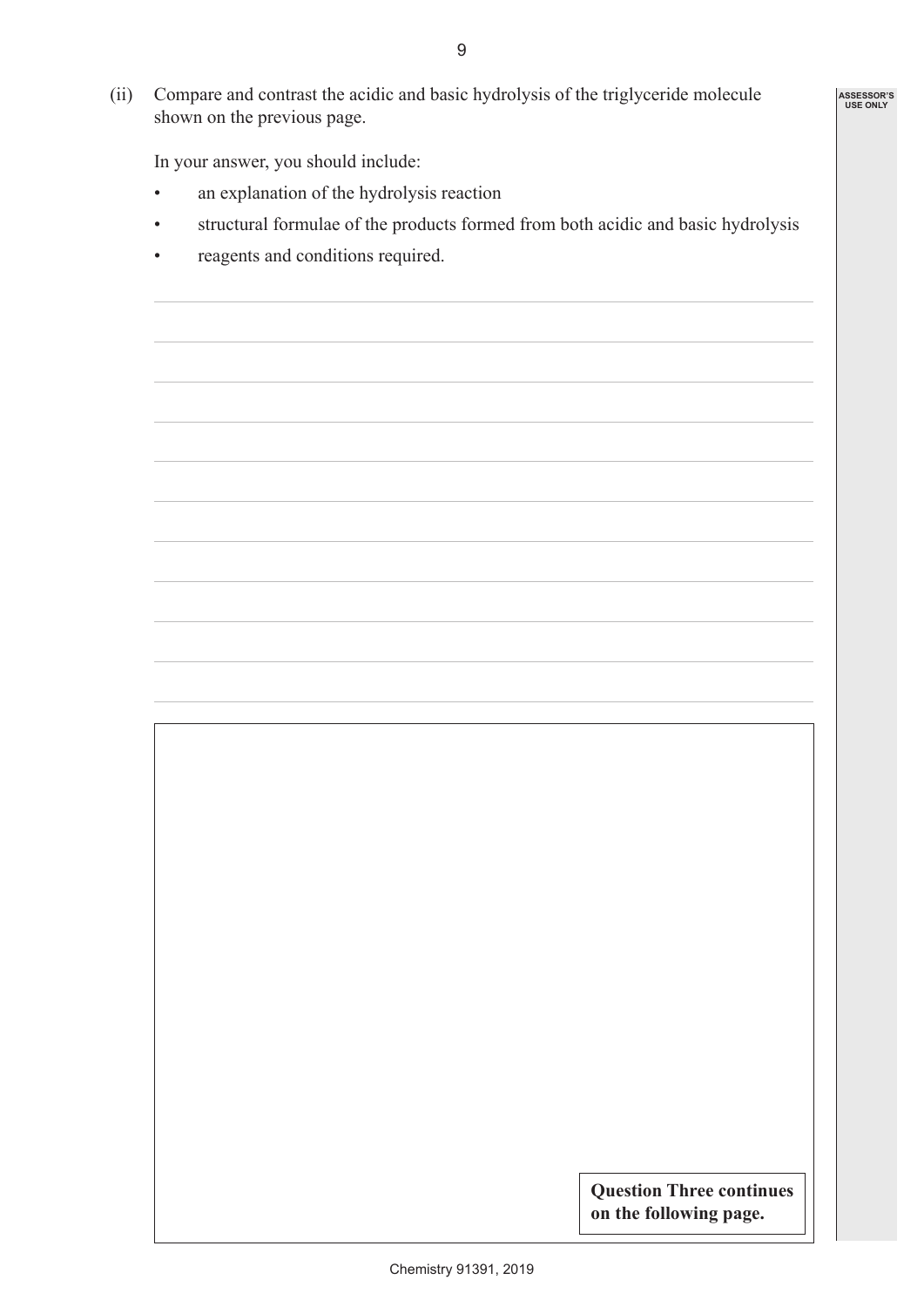(ii) Compare and contrast the acidic and basic hydrolysis of the triglyceride molecule shown on the previous page.

In your answer, you should include:

- an explanation of the hydrolysis reaction
- structural formulae of the products formed from both acidic and basic hydrolysis
- reagents and conditions required.

**Question Three continues on the following page.**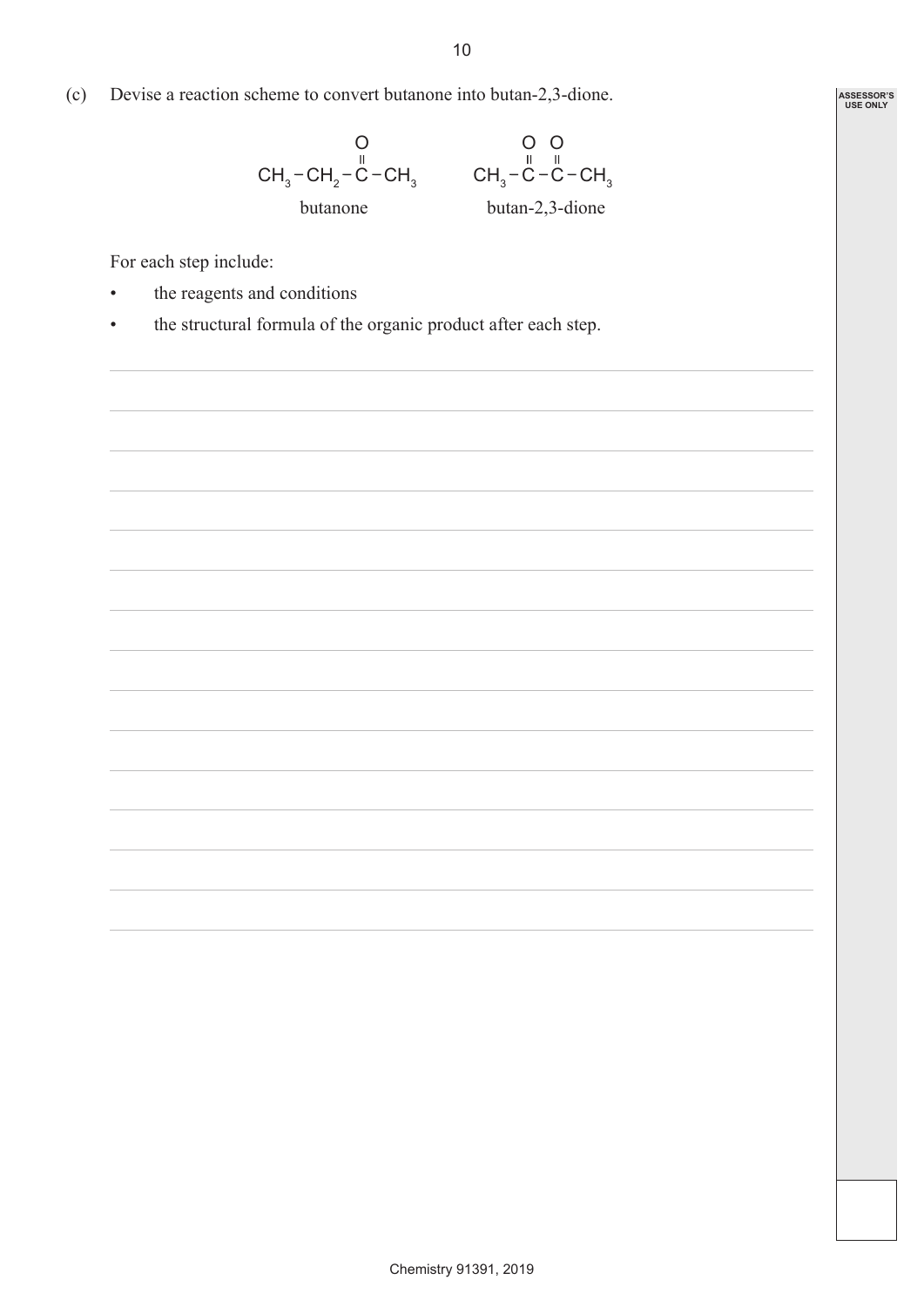(c) Devise a reaction scheme to convert butanone into butan-2,3-dione.

$$CH_3-CH_2-\overset{\overset{\large O}{\|}}{C}-CH_3 \qquad\qquad CH_3-\overset{\overset{\large O}{\|}}{C}-\overset{\overset{\large O}{\|}}{C}-CH_3$$

butanone — butan-2,3-dione

For each step include:

- the reagents and conditions
- the structural formula of the organic product after each step.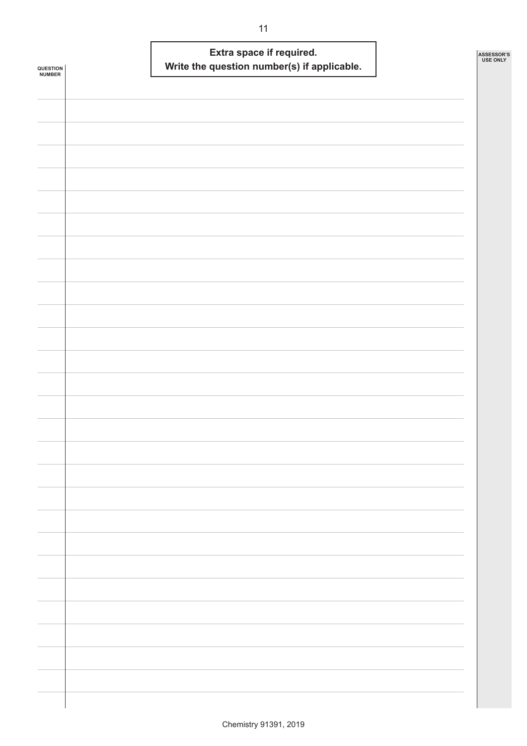**Extra space if required.**
**Write the question number(s) if applicable.**

QUESTION NUMBER

ASSESSOR'S USE ONLY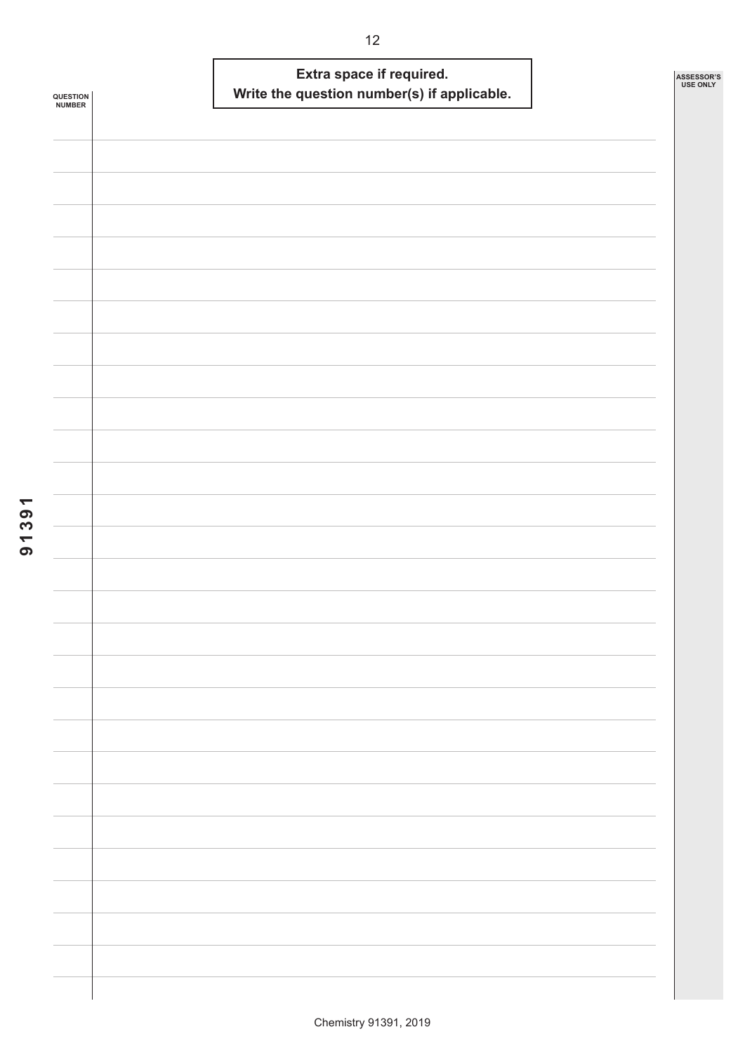**Extra space if required.**
**Write the question number(s) if applicable.**

QUESTION NUMBER

ASSESSOR'S USE ONLY

91391